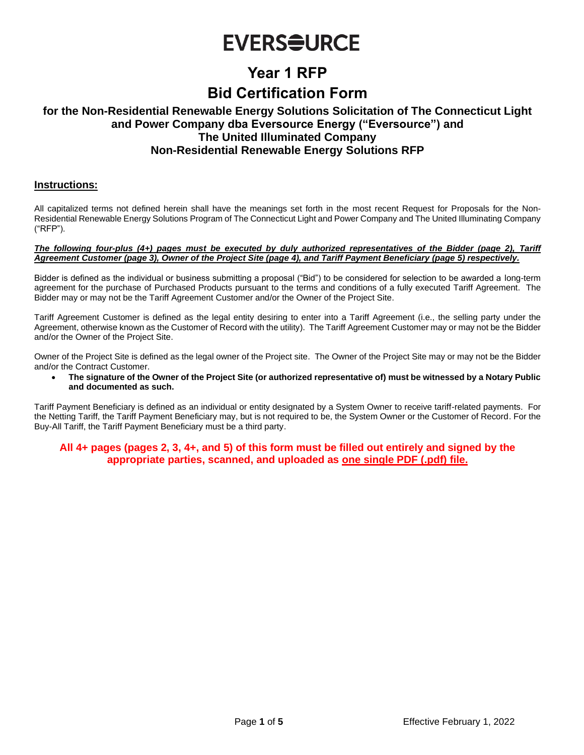# EVERSOURCE

# Year 1 RFP

# Bid Certification Form

### for the Non-Residential Renewable Energy Solutions Solicitation of The Connecticut Light and Power Company dba Eversource Energy ("Eversource") and The United Illuminated Company Non-Residential Renewable Energy Solutions RFP

## Instructions:

All capitalized terms not defined herein shall have the meanings set forth in the most recent Request for Proposals for the Non-Residential Renewable Energy Solutions Program of The Connecticut Light and Power Company and The United Illuminating Company ("RFP").

***The following four-plus (4+) pages must be executed by duly authorized representatives of the Bidder (page 2), Tariff Agreement Customer (page 3), Owner of the Project Site (page 4), and Tariff Payment Beneficiary (page 5) respectively.***

Bidder is defined as the individual or business submitting a proposal ("Bid") to be considered for selection to be awarded a long-term agreement for the purchase of Purchased Products pursuant to the terms and conditions of a fully executed Tariff Agreement. The Bidder may or may not be the Tariff Agreement Customer and/or the Owner of the Project Site.

Tariff Agreement Customer is defined as the legal entity desiring to enter into a Tariff Agreement (i.e., the selling party under the Agreement, otherwise known as the Customer of Record with the utility). The Tariff Agreement Customer may or may not be the Bidder and/or the Owner of the Project Site.

Owner of the Project Site is defined as the legal owner of the Project site. The Owner of the Project Site may or may not be the Bidder and/or the Contract Customer.

- **The signature of the Owner of the Project Site (or authorized representative of) must be witnessed by a Notary Public and documented as such.**

Tariff Payment Beneficiary is defined as an individual or entity designated by a System Owner to receive tariff-related payments. For the Netting Tariff, the Tariff Payment Beneficiary may, but is not required to be, the System Owner or the Customer of Record. For the Buy-All Tariff, the Tariff Payment Beneficiary must be a third party.

**All 4+ pages (pages 2, 3, 4+, and 5) of this form must be filled out entirely and signed by the appropriate parties, scanned, and uploaded as one single PDF (.pdf) file.**

Effective February 1, 2022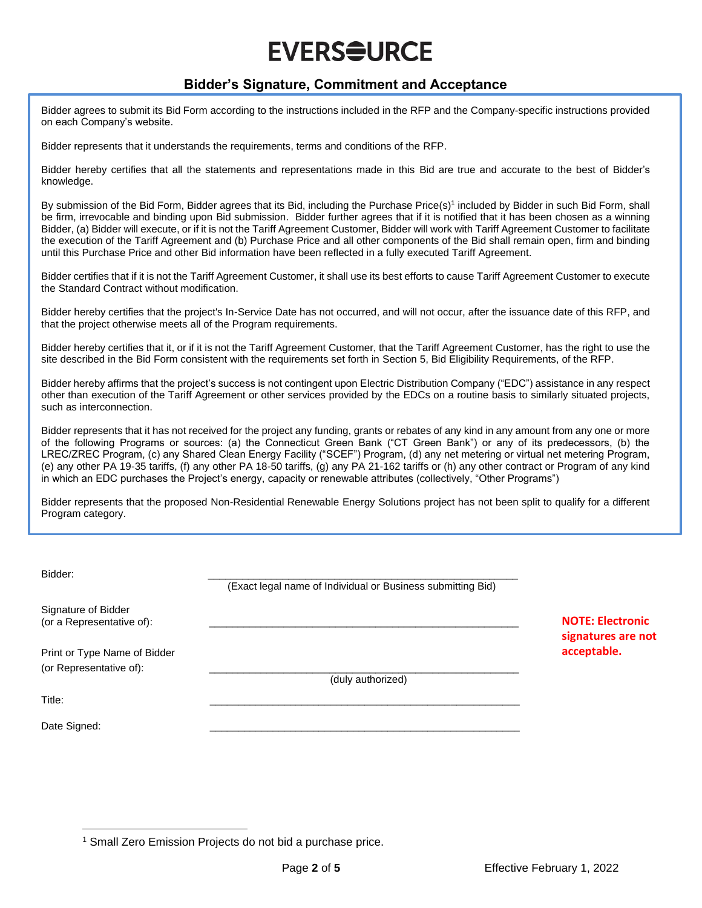EVERSOURCE

## Bidder's Signature, Commitment and Acceptance

Bidder agrees to submit its Bid Form according to the instructions included in the RFP and the Company-specific instructions provided on each Company's website.

Bidder represents that it understands the requirements, terms and conditions of the RFP.

Bidder hereby certifies that all the statements and representations made in this Bid are true and accurate to the best of Bidder's knowledge.

By submission of the Bid Form, Bidder agrees that its Bid, including the Purchase Price(s)[1] included by Bidder in such Bid Form, shall be firm, irrevocable and binding upon Bid submission. Bidder further agrees that if it is notified that it has been chosen as a winning Bidder, (a) Bidder will execute, or if it is not the Tariff Agreement Customer, Bidder will work with Tariff Agreement Customer to facilitate the execution of the Tariff Agreement and (b) Purchase Price and all other components of the Bid shall remain open, firm and binding until this Purchase Price and other Bid information have been reflected in a fully executed Tariff Agreement.

Bidder certifies that if it is not the Tariff Agreement Customer, it shall use its best efforts to cause Tariff Agreement Customer to execute the Standard Contract without modification.

Bidder hereby certifies that the project's In-Service Date has not occurred, and will not occur, after the issuance date of this RFP, and that the project otherwise meets all of the Program requirements.

Bidder hereby certifies that it, or if it is not the Tariff Agreement Customer, that the Tariff Agreement Customer, has the right to use the site described in the Bid Form consistent with the requirements set forth in Section 5, Bid Eligibility Requirements, of the RFP.

Bidder hereby affirms that the project's success is not contingent upon Electric Distribution Company ("EDC") assistance in any respect other than execution of the Tariff Agreement or other services provided by the EDCs on a routine basis to similarly situated projects, such as interconnection.

Bidder represents that it has not received for the project any funding, grants or rebates of any kind in any amount from any one or more of the following Programs or sources: (a) the Connecticut Green Bank ("CT Green Bank") or any of its predecessors, (b) the LREC/ZREC Program, (c) any Shared Clean Energy Facility ("SCEF") Program, (d) any net metering or virtual net metering Program, (e) any other PA 19-35 tariffs, (f) any other PA 18-50 tariffs, (g) any PA 21-162 tariffs or (h) any other contract or Program of any kind in which an EDC purchases the Project's energy, capacity or renewable attributes (collectively, "Other Programs")

Bidder represents that the proposed Non-Residential Renewable Energy Solutions project has not been split to qualify for a different Program category.

Bidder: \_\_\_\_\_\_\_\_\_\_\_\_\_\_\_\_\_\_\_\_\_\_\_\_\_\_\_\_\_\_\_\_\_\_\_\_\_\_\_\_\_\_\_\_
(Exact legal name of Individual or Business submitting Bid)

Signature of Bidder
(or a Representative of): \_\_\_\_\_\_\_\_\_\_\_\_\_\_\_\_\_\_\_\_\_\_\_\_\_\_\_\_\_\_\_\_\_\_\_\_\_\_\_\_\_\_\_\_

Print or Type Name of Bidder
(or Representative of): \_\_\_\_\_\_\_\_\_\_\_\_\_\_\_\_\_\_\_\_\_\_\_\_\_\_\_\_\_\_\_\_\_\_\_\_\_\_\_\_\_\_\_\_
(duly authorized)

Title: \_\_\_\_\_\_\_\_\_\_\_\_\_\_\_\_\_\_\_\_\_\_\_\_\_\_\_\_\_\_\_\_\_\_\_\_\_\_\_\_\_\_\_\_

Date Signed: \_\_\_\_\_\_\_\_\_\_\_\_\_\_\_\_\_\_\_\_\_\_\_\_\_\_\_\_\_\_\_\_\_\_\_\_\_\_\_\_\_\_\_\_

**NOTE: Electronic signatures are not acceptable.**

[1] Small Zero Emission Projects do not bid a purchase price.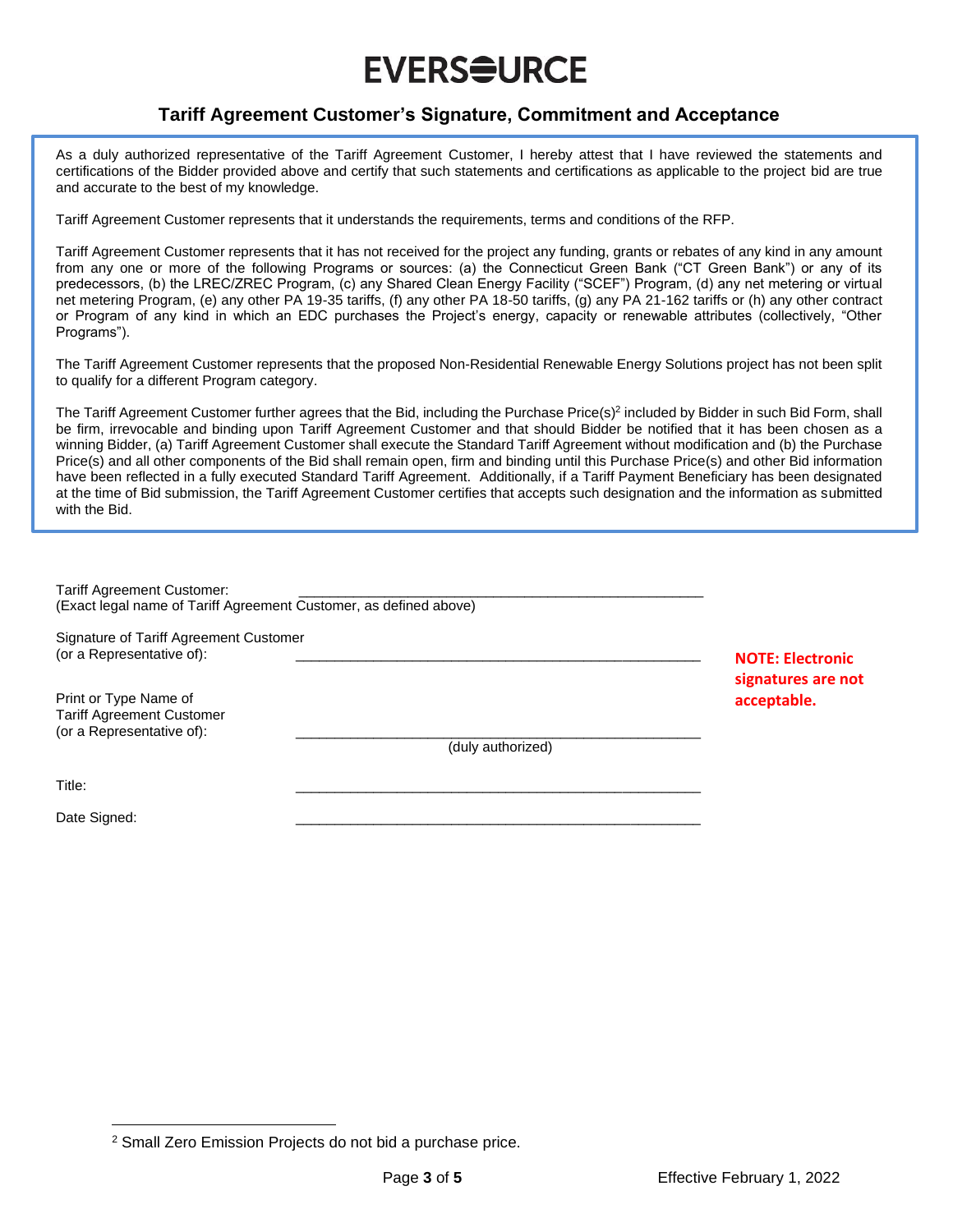# EVERSOURCE

## Tariff Agreement Customer's Signature, Commitment and Acceptance

As a duly authorized representative of the Tariff Agreement Customer, I hereby attest that I have reviewed the statements and certifications of the Bidder provided above and certify that such statements and certifications as applicable to the project bid are true and accurate to the best of my knowledge.

Tariff Agreement Customer represents that it understands the requirements, terms and conditions of the RFP.

Tariff Agreement Customer represents that it has not received for the project any funding, grants or rebates of any kind in any amount from any one or more of the following Programs or sources: (a) the Connecticut Green Bank ("CT Green Bank") or any of its predecessors, (b) the LREC/ZREC Program, (c) any Shared Clean Energy Facility ("SCEF") Program, (d) any net metering or virtual net metering Program, (e) any other PA 19-35 tariffs, (f) any other PA 18-50 tariffs, (g) any PA 21-162 tariffs or (h) any other contract or Program of any kind in which an EDC purchases the Project's energy, capacity or renewable attributes (collectively, "Other Programs").

The Tariff Agreement Customer represents that the proposed Non-Residential Renewable Energy Solutions project has not been split to qualify for a different Program category.

The Tariff Agreement Customer further agrees that the Bid, including the Purchase Price(s)[2] included by Bidder in such Bid Form, shall be firm, irrevocable and binding upon Tariff Agreement Customer and that should Bidder be notified that it has been chosen as a winning Bidder, (a) Tariff Agreement Customer shall execute the Standard Tariff Agreement without modification and (b) the Purchase Price(s) and all other components of the Bid shall remain open, firm and binding until this Purchase Price(s) and other Bid information have been reflected in a fully executed Standard Tariff Agreement. Additionally, if a Tariff Payment Beneficiary has been designated at the time of Bid submission, the Tariff Agreement Customer certifies that accepts such designation and the information as submitted with the Bid.

Tariff Agreement Customer: ______________________________________________
(Exact legal name of Tariff Agreement Customer, as defined above)

Signature of Tariff Agreement Customer
(or a Representative of): ______________________________________________

**NOTE: Electronic signatures are not acceptable.**

Print or Type Name of
Tariff Agreement Customer
(or a Representative of): ______________________________________________
(duly authorized)

Title: ______________________________________________

Date Signed: ______________________________________________

---

[2] Small Zero Emission Projects do not bid a purchase price.

Effective February 1, 2022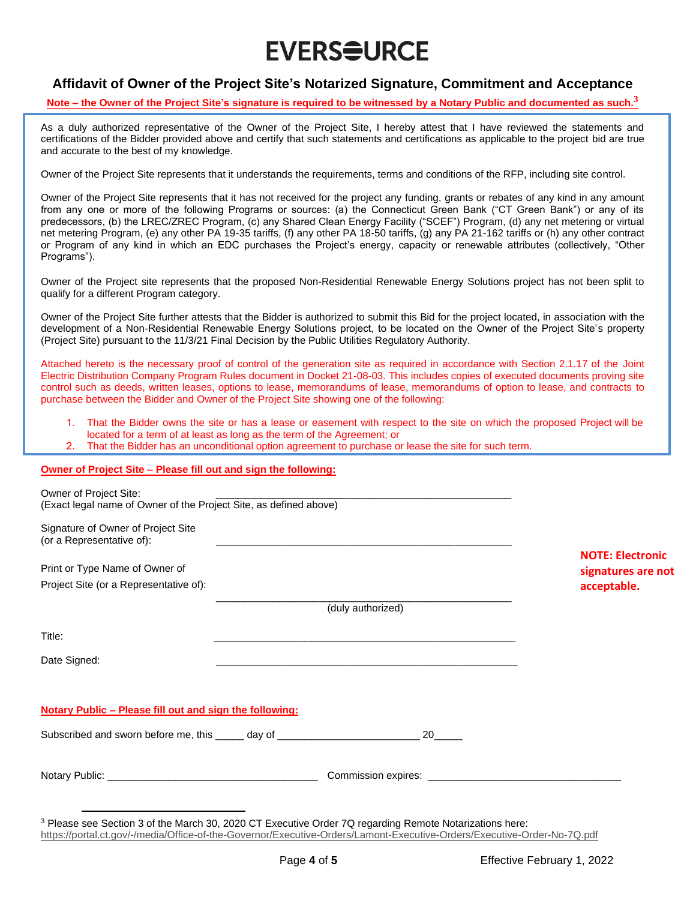EVERSOURCE

## Affidavit of Owner of the Project Site's Notarized Signature, Commitment and Acceptance

**Note – the Owner of the Project Site's signature is required to be witnessed by a Notary Public and documented as such.[3]**

As a duly authorized representative of the Owner of the Project Site, I hereby attest that I have reviewed the statements and certifications of the Bidder provided above and certify that such statements and certifications as applicable to the project bid are true and accurate to the best of my knowledge.

Owner of the Project Site represents that it understands the requirements, terms and conditions of the RFP, including site control.

Owner of the Project Site represents that it has not received for the project any funding, grants or rebates of any kind in any amount from any one or more of the following Programs or sources: (a) the Connecticut Green Bank ("CT Green Bank") or any of its predecessors, (b) the LREC/ZREC Program, (c) any Shared Clean Energy Facility ("SCEF") Program, (d) any net metering or virtual net metering Program, (e) any other PA 19-35 tariffs, (f) any other PA 18-50 tariffs, (g) any PA 21-162 tariffs or (h) any other contract or Program of any kind in which an EDC purchases the Project's energy, capacity or renewable attributes (collectively, "Other Programs").

Owner of the Project site represents that the proposed Non-Residential Renewable Energy Solutions project has not been split to qualify for a different Program category.

Owner of the Project Site further attests that the Bidder is authorized to submit this Bid for the project located, in association with the development of a Non-Residential Renewable Energy Solutions project, to be located on the Owner of the Project Site's property (Project Site) pursuant to the 11/3/21 Final Decision by the Public Utilities Regulatory Authority.

Attached hereto is the necessary proof of control of the generation site as required in accordance with Section 2.1.17 of the Joint Electric Distribution Company Program Rules document in Docket 21-08-03. This includes copies of executed documents proving site control such as deeds, written leases, options to lease, memorandums of lease, memorandums of option to lease, and contracts to purchase between the Bidder and Owner of the Project Site showing one of the following:

1. That the Bidder owns the site or has a lease or easement with respect to the site on which the proposed Project will be located for a term of at least as long as the term of the Agreement; or
2. That the Bidder has an unconditional option agreement to purchase or lease the site for such term.

**Owner of Project Site – Please fill out and sign the following:**

Owner of Project Site: ______________________________________________
(Exact legal name of Owner of the Project Site, as defined above)

Signature of Owner of Project Site
(or a Representative of): ______________________________________________

Print or Type Name of Owner of
Project Site (or a Representative of): ______________________________________________
(duly authorized)

Title: ______________________________________________

Date Signed: ______________________________________________

**NOTE: Electronic signatures are not acceptable.**

**Notary Public – Please fill out and sign the following:**

Subscribed and sworn before me, this _____ day of ________________________ 20_____

Notary Public: ____________________________________ Commission expires: ________________________________

[3] Please see Section 3 of the March 30, 2020 CT Executive Order 7Q regarding Remote Notarizations here: https://portal.ct.gov/-/media/Office-of-the-Governor/Executive-Orders/Lamont-Executive-Orders/Executive-Order-No-7Q.pdf

Effective February 1, 2022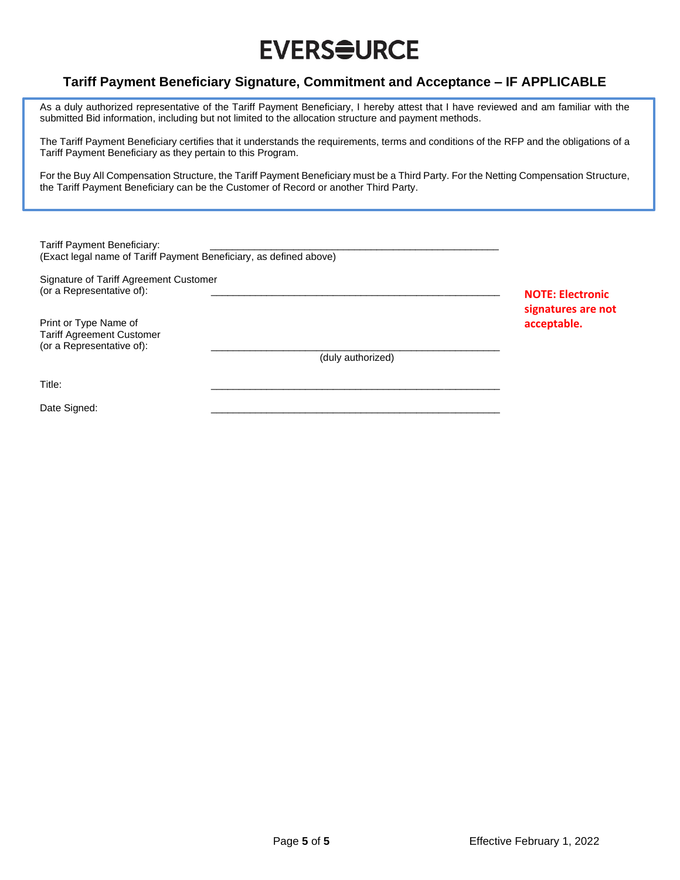**EVERSOURCE**

## Tariff Payment Beneficiary Signature, Commitment and Acceptance – IF APPLICABLE

As a duly authorized representative of the Tariff Payment Beneficiary, I hereby attest that I have reviewed and am familiar with the submitted Bid information, including but not limited to the allocation structure and payment methods.

The Tariff Payment Beneficiary certifies that it understands the requirements, terms and conditions of the RFP and the obligations of a Tariff Payment Beneficiary as they pertain to this Program.

For the Buy All Compensation Structure, the Tariff Payment Beneficiary must be a Third Party. For the Netting Compensation Structure, the Tariff Payment Beneficiary can be the Customer of Record or another Third Party.

Tariff Payment Beneficiary: ______________________________________________________
(Exact legal name of Tariff Payment Beneficiary, as defined above)

Signature of Tariff Agreement Customer
(or a Representative of): ______________________________________________________

**NOTE: Electronic signatures are not acceptable.**

Print or Type Name of
Tariff Agreement Customer
(or a Representative of): ______________________________________________________
(duly authorized)

Title: ______________________________________________________

Date Signed: ______________________________________________________

Effective February 1, 2022